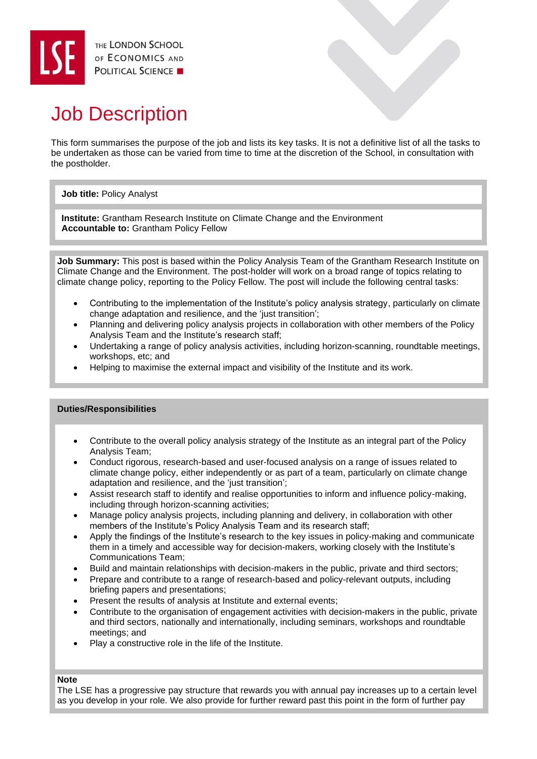THE LONDON SCHOOL OF ECONOMICS AND POLITICAL SCIENCE

# Job Description

This form summarises the purpose of the job and lists its key tasks. It is not a definitive list of all the tasks to be undertaken as those can be varied from time to time at the discretion of the School, in consultation with the postholder.

**Job title:** Policy Analyst

**Institute:** Grantham Research Institute on Climate Change and the Environment
**Accountable to:** Grantham Policy Fellow

**Job Summary:** This post is based within the Policy Analysis Team of the Grantham Research Institute on Climate Change and the Environment. The post-holder will work on a broad range of topics relating to climate change policy, reporting to the Policy Fellow. The post will include the following central tasks:

- Contributing to the implementation of the Institute's policy analysis strategy, particularly on climate change adaptation and resilience, and the 'just transition';
- Planning and delivering policy analysis projects in collaboration with other members of the Policy Analysis Team and the Institute's research staff;
- Undertaking a range of policy analysis activities, including horizon-scanning, roundtable meetings, workshops, etc; and
- Helping to maximise the external impact and visibility of the Institute and its work.

## Duties/Responsibilities

- Contribute to the overall policy analysis strategy of the Institute as an integral part of the Policy Analysis Team;
- Conduct rigorous, research-based and user-focused analysis on a range of issues related to climate change policy, either independently or as part of a team, particularly on climate change adaptation and resilience, and the 'just transition';
- Assist research staff to identify and realise opportunities to inform and influence policy-making, including through horizon-scanning activities;
- Manage policy analysis projects, including planning and delivery, in collaboration with other members of the Institute's Policy Analysis Team and its research staff;
- Apply the findings of the Institute's research to the key issues in policy-making and communicate them in a timely and accessible way for decision-makers, working closely with the Institute's Communications Team;
- Build and maintain relationships with decision-makers in the public, private and third sectors;
- Prepare and contribute to a range of research-based and policy-relevant outputs, including briefing papers and presentations;
- Present the results of analysis at Institute and external events;
- Contribute to the organisation of engagement activities with decision-makers in the public, private and third sectors, nationally and internationally, including seminars, workshops and roundtable meetings; and
- Play a constructive role in the life of the Institute.

**Note**
The LSE has a progressive pay structure that rewards you with annual pay increases up to a certain level as you develop in your role. We also provide for further reward past this point in the form of further pay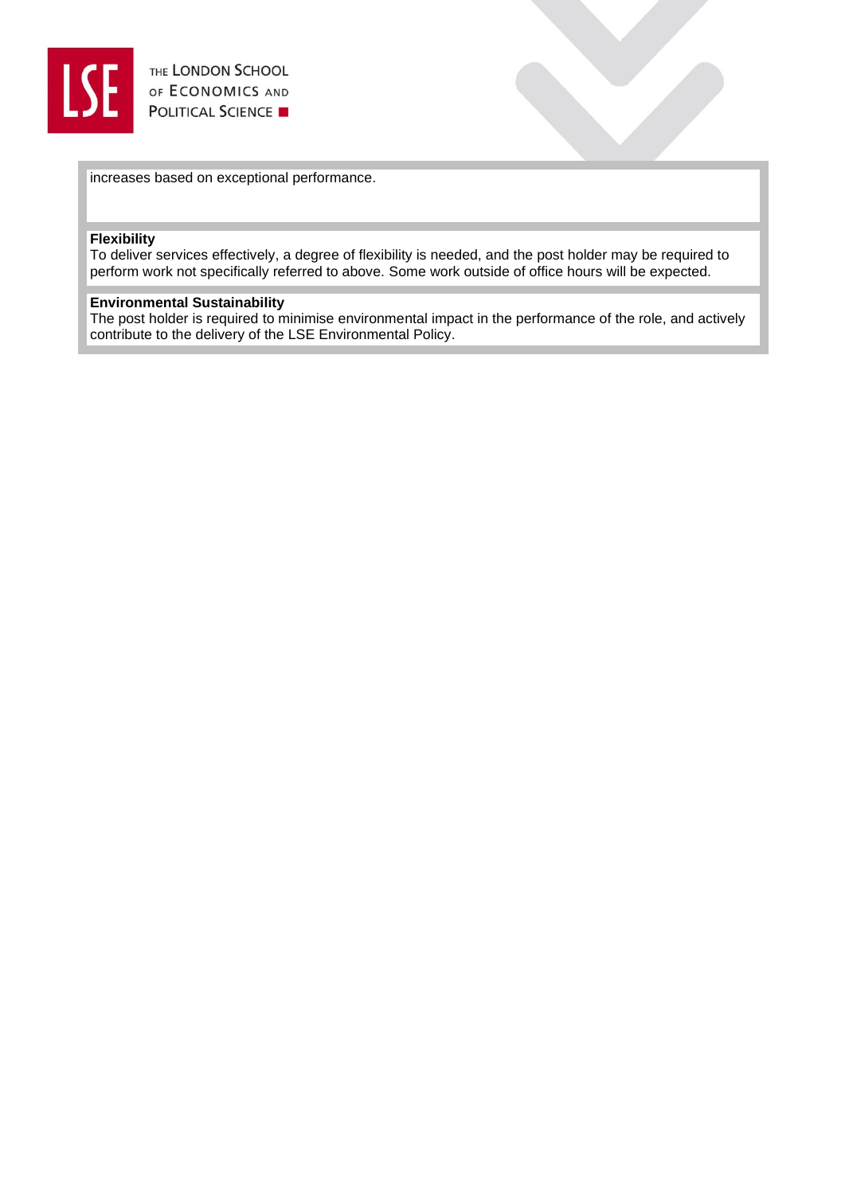increases based on exceptional performance.

**Flexibility**

To deliver services effectively, a degree of flexibility is needed, and the post holder may be required to perform work not specifically referred to above. Some work outside of office hours will be expected.

**Environmental Sustainability**

The post holder is required to minimise environmental impact in the performance of the role, and actively contribute to the delivery of the LSE Environmental Policy.